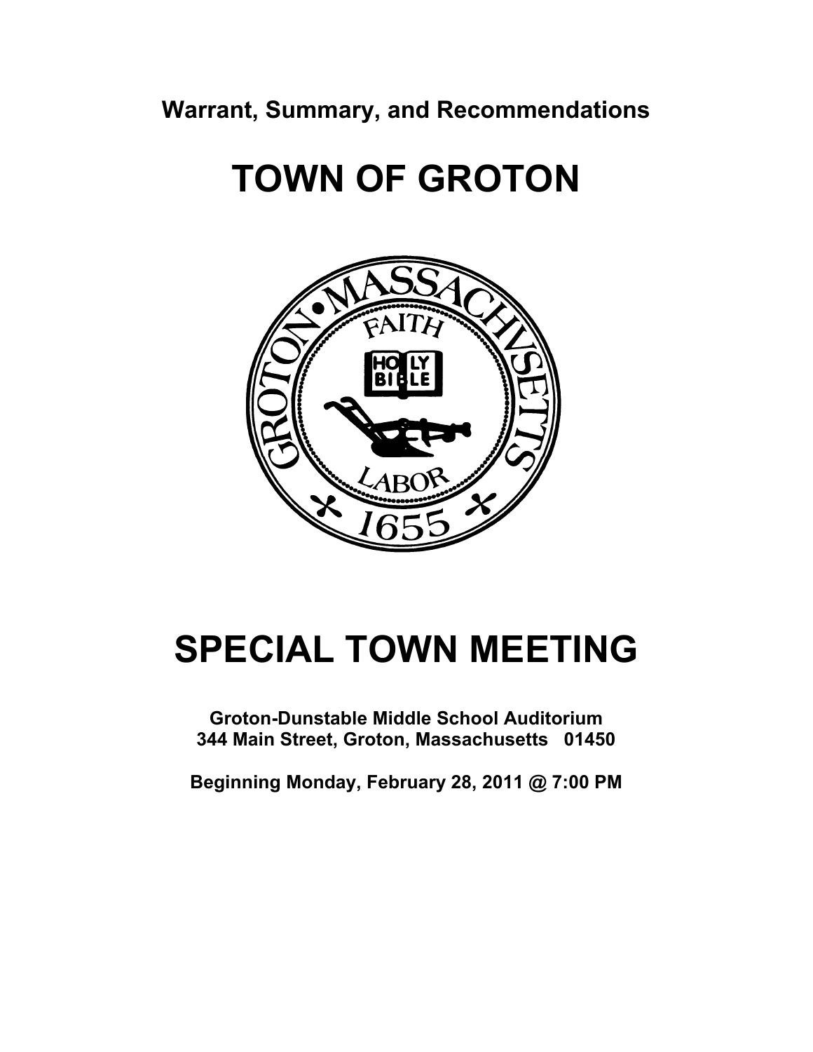**Warrant, Summary, and Recommendations**

# TOWN OF GROTON

# SPECIAL TOWN MEETING

**Groton-Dunstable Middle School Auditorium**
**344 Main Street, Groton, Massachusetts 01450**

**Beginning Monday, February 28, 2011 @ 7:00 PM**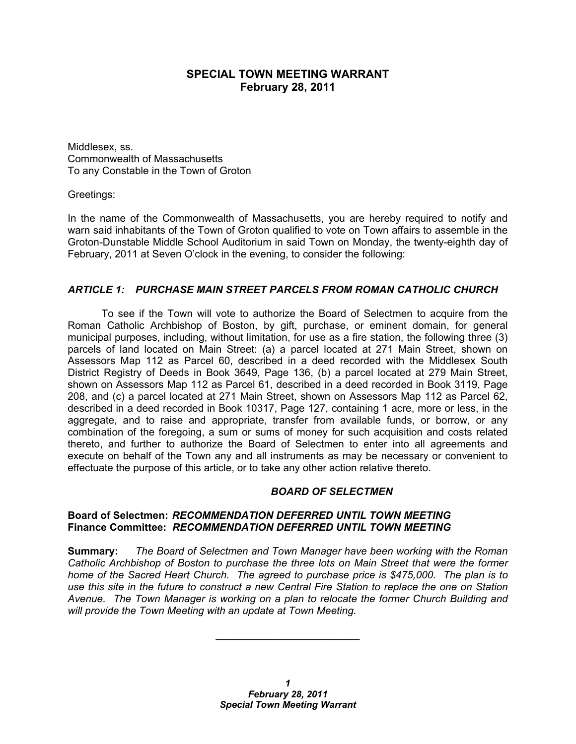## SPECIAL TOWN MEETING WARRANT
## February 28, 2011

Middlesex, ss.
Commonwealth of Massachusetts
To any Constable in the Town of Groton

Greetings:

In the name of the Commonwealth of Massachusetts, you are hereby required to notify and warn said inhabitants of the Town of Groton qualified to vote on Town affairs to assemble in the Groton-Dunstable Middle School Auditorium in said Town on Monday, the twenty-eighth day of February, 2011 at Seven O'clock in the evening, to consider the following:

### *ARTICLE 1: PURCHASE MAIN STREET PARCELS FROM ROMAN CATHOLIC CHURCH*

To see if the Town will vote to authorize the Board of Selectmen to acquire from the Roman Catholic Archbishop of Boston, by gift, purchase, or eminent domain, for general municipal purposes, including, without limitation, for use as a fire station, the following three (3) parcels of land located on Main Street: (a) a parcel located at 271 Main Street, shown on Assessors Map 112 as Parcel 60, described in a deed recorded with the Middlesex South District Registry of Deeds in Book 3649, Page 136, (b) a parcel located at 279 Main Street, shown on Assessors Map 112 as Parcel 61, described in a deed recorded in Book 3119, Page 208, and (c) a parcel located at 271 Main Street, shown on Assessors Map 112 as Parcel 62, described in a deed recorded in Book 10317, Page 127, containing 1 acre, more or less, in the aggregate, and to raise and appropriate, transfer from available funds, or borrow, or any combination of the foregoing, a sum or sums of money for such acquisition and costs related thereto, and further to authorize the Board of Selectmen to enter into all agreements and execute on behalf of the Town any and all instruments as may be necessary or convenient to effectuate the purpose of this article, or to take any other action relative thereto.

***BOARD OF SELECTMEN***

**Board of Selectmen:** ***RECOMMENDATION DEFERRED UNTIL TOWN MEETING***
**Finance Committee:** ***RECOMMENDATION DEFERRED UNTIL TOWN MEETING***

**Summary:** *The Board of Selectmen and Town Manager have been working with the Roman Catholic Archbishop of Boston to purchase the three lots on Main Street that were the former home of the Sacred Heart Church. The agreed to purchase price is $475,000. The plan is to use this site in the future to construct a new Central Fire Station to replace the one on Station Avenue. The Town Manager is working on a plan to relocate the former Church Building and will provide the Town Meeting with an update at Town Meeting.*

---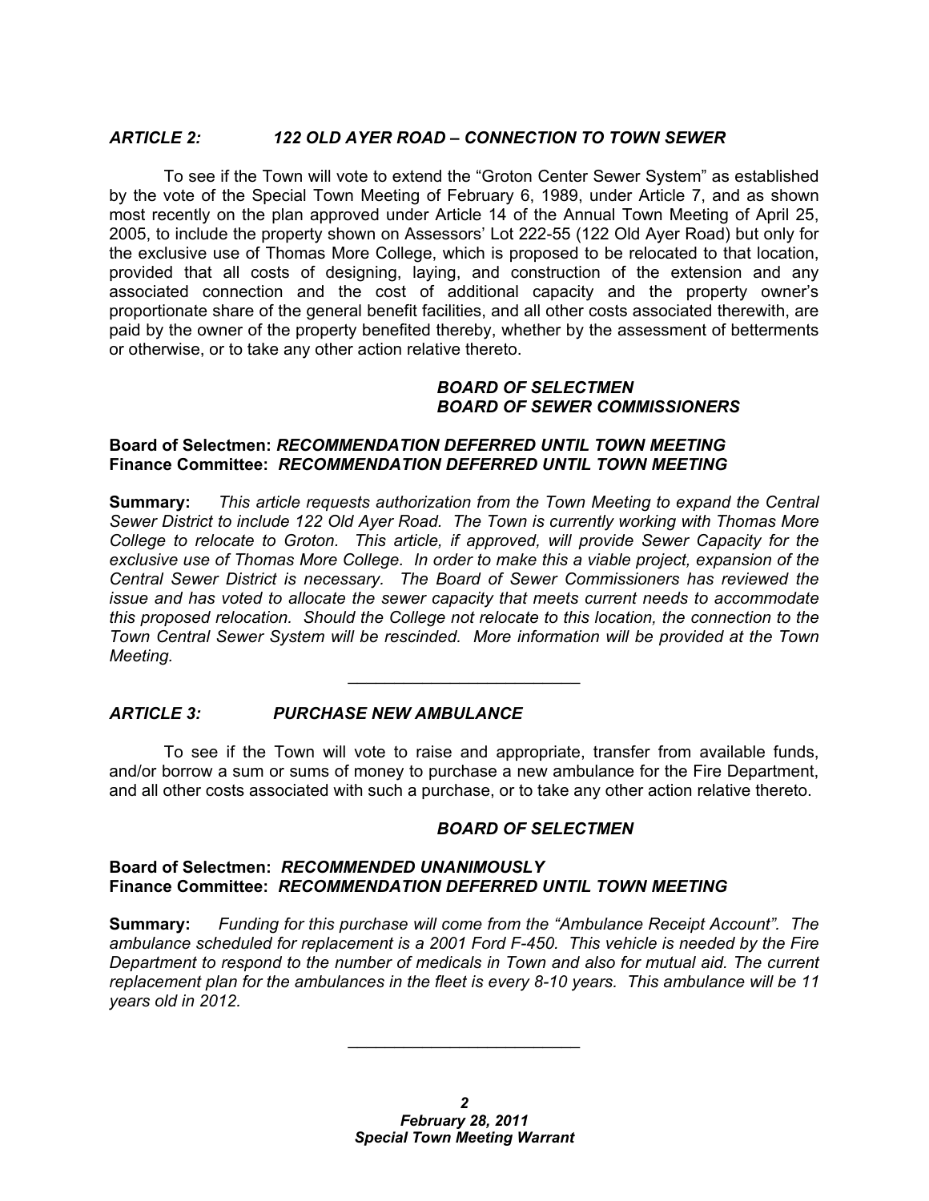### *ARTICLE 2: 122 OLD AYER ROAD – CONNECTION TO TOWN SEWER*

To see if the Town will vote to extend the "Groton Center Sewer System" as established by the vote of the Special Town Meeting of February 6, 1989, under Article 7, and as shown most recently on the plan approved under Article 14 of the Annual Town Meeting of April 25, 2005, to include the property shown on Assessors' Lot 222-55 (122 Old Ayer Road) but only for the exclusive use of Thomas More College, which is proposed to be relocated to that location, provided that all costs of designing, laying, and construction of the extension and any associated connection and the cost of additional capacity and the property owner's proportionate share of the general benefit facilities, and all other costs associated therewith, are paid by the owner of the property benefited thereby, whether by the assessment of betterments or otherwise, or to take any other action relative thereto.

*BOARD OF SELECTMEN*
*BOARD OF SEWER COMMISSIONERS*

**Board of Selectmen:** ***RECOMMENDATION DEFERRED UNTIL TOWN MEETING***
**Finance Committee:** ***RECOMMENDATION DEFERRED UNTIL TOWN MEETING***

**Summary:** *This article requests authorization from the Town Meeting to expand the Central Sewer District to include 122 Old Ayer Road. The Town is currently working with Thomas More College to relocate to Groton. This article, if approved, will provide Sewer Capacity for the exclusive use of Thomas More College. In order to make this a viable project, expansion of the Central Sewer District is necessary. The Board of Sewer Commissioners has reviewed the issue and has voted to allocate the sewer capacity that meets current needs to accommodate this proposed relocation. Should the College not relocate to this location, the connection to the Town Central Sewer System will be rescinded. More information will be provided at the Town Meeting.*

---

### *ARTICLE 3: PURCHASE NEW AMBULANCE*

To see if the Town will vote to raise and appropriate, transfer from available funds, and/or borrow a sum or sums of money to purchase a new ambulance for the Fire Department, and all other costs associated with such a purchase, or to take any other action relative thereto.

*BOARD OF SELECTMEN*

**Board of Selectmen:** ***RECOMMENDED UNANIMOUSLY***
**Finance Committee:** ***RECOMMENDATION DEFERRED UNTIL TOWN MEETING***

**Summary:** *Funding for this purchase will come from the "Ambulance Receipt Account". The ambulance scheduled for replacement is a 2001 Ford F-450. This vehicle is needed by the Fire Department to respond to the number of medicals in Town and also for mutual aid. The current replacement plan for the ambulances in the fleet is every 8-10 years. This ambulance will be 11 years old in 2012.*

---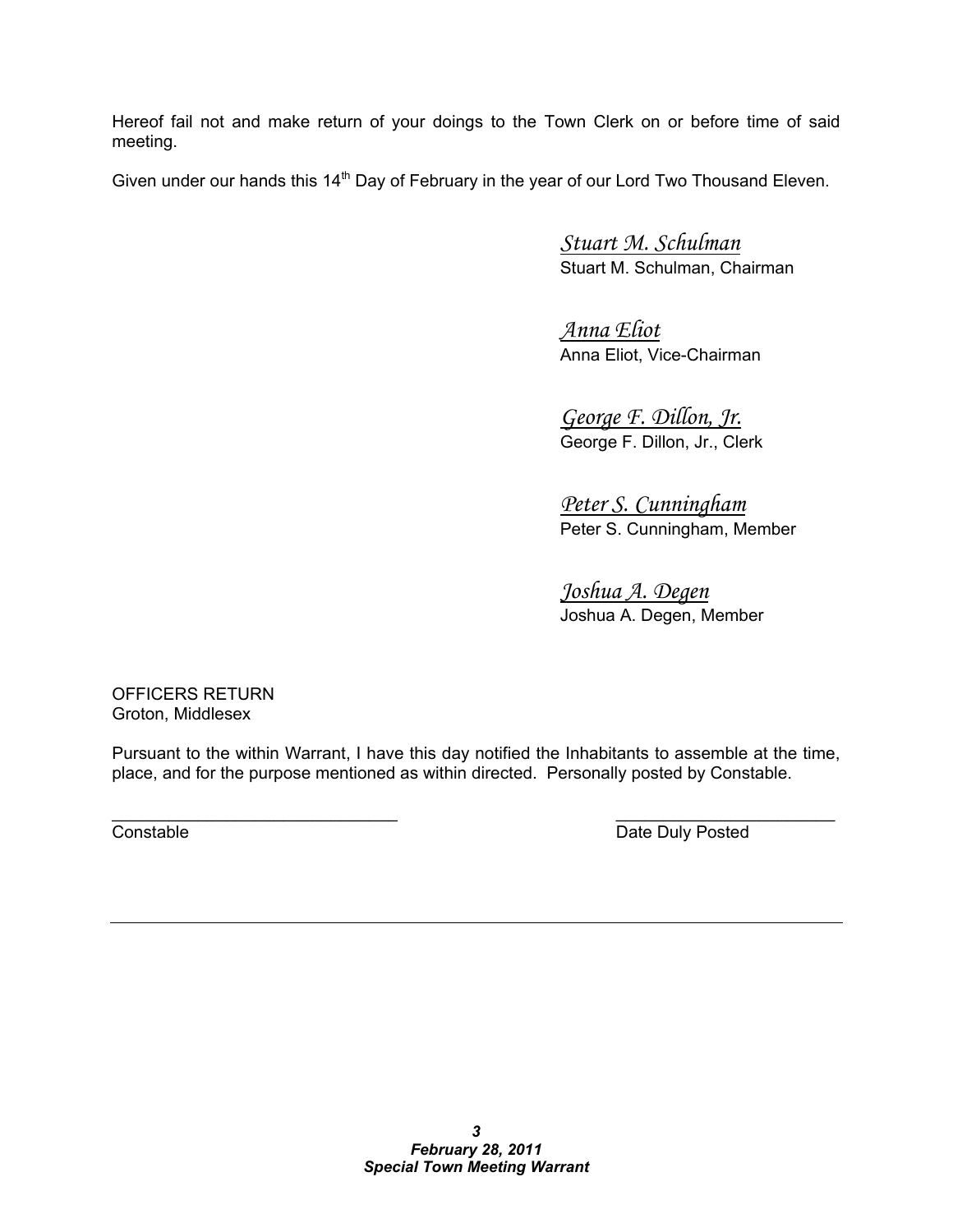Hereof fail not and make return of your doings to the Town Clerk on or before time of said meeting.

Given under our hands this 14th Day of February in the year of our Lord Two Thousand Eleven.

*Stuart M. Schulman*
Stuart M. Schulman, Chairman

*Anna Eliot*
Anna Eliot, Vice-Chairman

*George F. Dillon, Jr.*
George F. Dillon, Jr., Clerk

*Peter S. Cunningham*
Peter S. Cunningham, Member

*Joshua A. Degen*
Joshua A. Degen, Member

OFFICERS RETURN
Groton, Middlesex

Pursuant to the within Warrant, I have this day notified the Inhabitants to assemble at the time, place, and for the purpose mentioned as within directed. Personally posted by Constable.

\_\_\_\_\_\_\_\_\_\_\_\_\_\_\_\_\_\_\_\_\_\_\_\_\_\_\_\_\_\_\_ &nbsp;&nbsp;&nbsp;&nbsp;&nbsp;&nbsp;&nbsp;&nbsp; \_\_\_\_\_\_\_\_\_\_\_\_\_\_\_\_\_\_\_\_\_\_\_\_
Constable &nbsp;&nbsp;&nbsp;&nbsp;&nbsp;&nbsp;&nbsp;&nbsp;&nbsp;&nbsp;&nbsp;&nbsp;&nbsp;&nbsp;&nbsp;&nbsp;&nbsp;&nbsp;&nbsp;&nbsp;&nbsp;&nbsp;&nbsp;&nbsp;&nbsp;&nbsp;&nbsp;&nbsp;&nbsp;&nbsp;&nbsp;&nbsp;&nbsp;&nbsp;&nbsp;&nbsp;&nbsp;&nbsp;&nbsp;&nbsp; Date Duly Posted

---